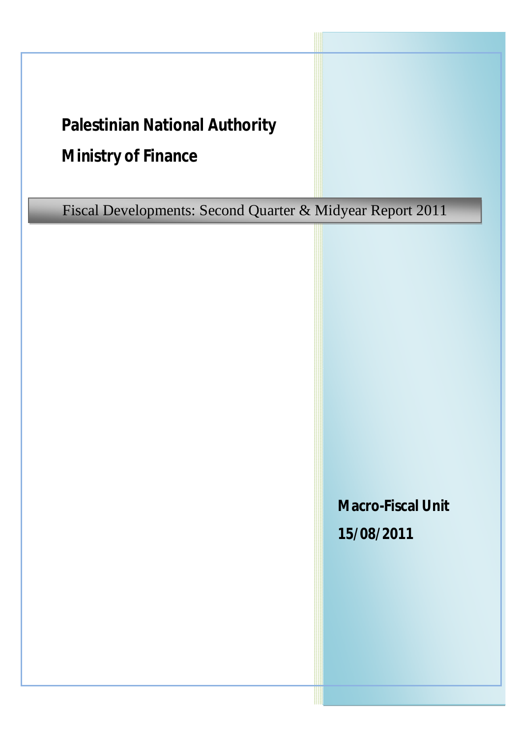**Palestinian National Authority**

**Ministry of Finance**

# Fiscal Developments: Second Quarter & Midyear Report 2011

**Macro-Fiscal Unit**

**15/08/2011**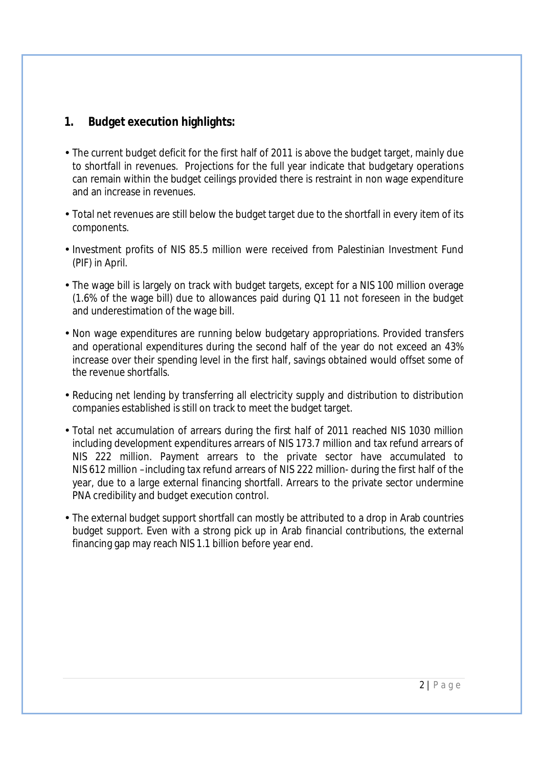## 1. Budget execution highlights:

- The current budget deficit for the first half of 2011 is above the budget target, mainly due to shortfall in revenues. Projections for the full year indicate that budgetary operations can remain within the budget ceilings provided there is restraint in non wage expenditure and an increase in revenues.
- Total net revenues are still below the budget target due to the shortfall in every item of its components.
- Investment profits of NIS 85.5 million were received from Palestinian Investment Fund (PIF) in April.
- The wage bill is largely on track with budget targets, except for a NIS 100 million overage (1.6% of the wage bill) due to allowances paid during Q1 11 not foreseen in the budget and underestimation of the wage bill.
- Non wage expenditures are running below budgetary appropriations. Provided transfers and operational expenditures during the second half of the year do not exceed an 43% increase over their spending level in the first half, savings obtained would offset some of the revenue shortfalls.
- Reducing net lending by transferring all electricity supply and distribution to distribution companies established is still on track to meet the budget target.
- Total net accumulation of arrears during the first half of 2011 reached NIS 1030 million including development expenditures arrears of NIS 173.7 million and tax refund arrears of NIS 222 million. Payment arrears to the private sector have accumulated to NIS 612 million –including tax refund arrears of NIS 222 million- during the first half of the year, due to a large external financing shortfall. Arrears to the private sector undermine PNA credibility and budget execution control.
- The external budget support shortfall can mostly be attributed to a drop in Arab countries budget support. Even with a strong pick up in Arab financial contributions, the external financing gap may reach NIS 1.1 billion before year end.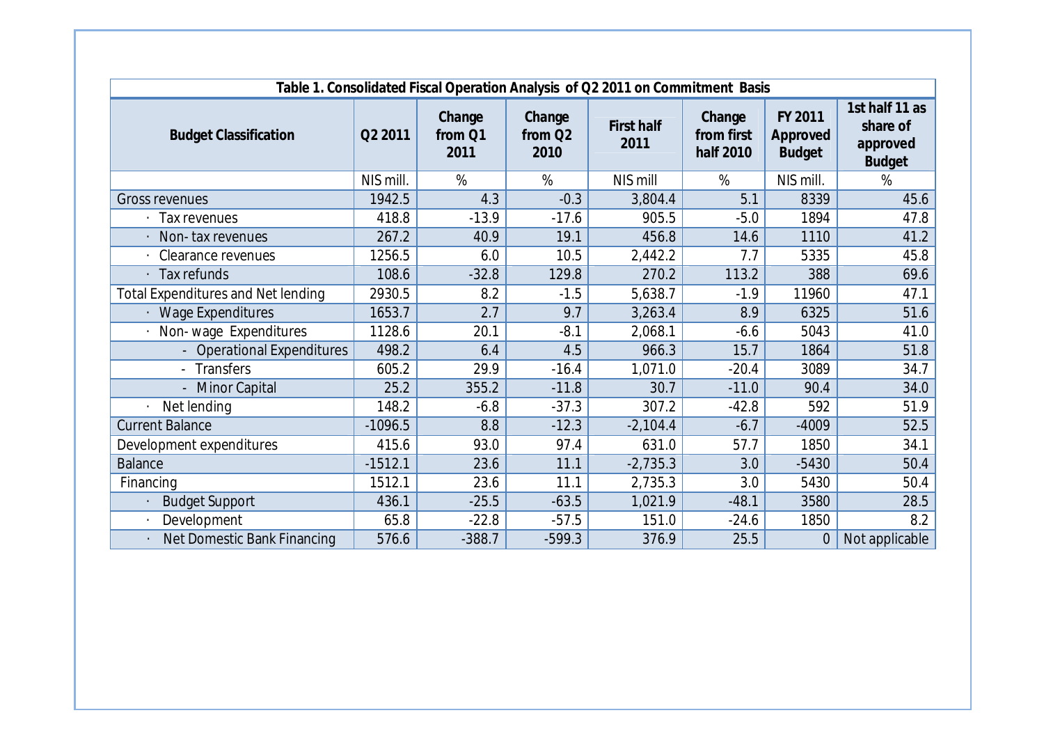**Table 1. Consolidated Fiscal Operation Analysis of Q2 2011 on Commitment Basis**

| Budget Classification | Q2 2011 | Change from Q1 2011 | Change from Q2 2010 | First half 2011 | Change from first half 2010 | FY 2011 Approved Budget | 1st half 11 as share of approved Budget |
|---|---|---|---|---|---|---|---|
| | NIS mill. | % | % | NIS mill | % | NIS mill. | % |
| Gross revenues | 1942.5 | 4.3 | -0.3 | 3,804.4 | 5.1 | 8339 | 45.6 |
| · Tax revenues | 418.8 | -13.9 | -17.6 | 905.5 | -5.0 | 1894 | 47.8 |
| · Non- tax revenues | 267.2 | 40.9 | 19.1 | 456.8 | 14.6 | 1110 | 41.2 |
| · Clearance revenues | 1256.5 | 6.0 | 10.5 | 2,442.2 | 7.7 | 5335 | 45.8 |
| · Tax refunds | 108.6 | -32.8 | 129.8 | 270.2 | 113.2 | 388 | 69.6 |
| Total Expenditures and Net lending | 2930.5 | 8.2 | -1.5 | 5,638.7 | -1.9 | 11960 | 47.1 |
| · Wage Expenditures | 1653.7 | 2.7 | 9.7 | 3,263.4 | 8.9 | 6325 | 51.6 |
| · Non- wage Expenditures | 1128.6 | 20.1 | -8.1 | 2,068.1 | -6.6 | 5043 | 41.0 |
| - Operational Expenditures | 498.2 | 6.4 | 4.5 | 966.3 | 15.7 | 1864 | 51.8 |
| - Transfers | 605.2 | 29.9 | -16.4 | 1,071.0 | -20.4 | 3089 | 34.7 |
| - Minor Capital | 25.2 | 355.2 | -11.8 | 30.7 | -11.0 | 90.4 | 34.0 |
| · Net lending | 148.2 | -6.8 | -37.3 | 307.2 | -42.8 | 592 | 51.9 |
| Current Balance | -1096.5 | 8.8 | -12.3 | -2,104.4 | -6.7 | -4009 | 52.5 |
| Development expenditures | 415.6 | 93.0 | 97.4 | 631.0 | 57.7 | 1850 | 34.1 |
| Balance | -1512.1 | 23.6 | 11.1 | -2,735.3 | 3.0 | -5430 | 50.4 |
| Financing | 1512.1 | 23.6 | 11.1 | 2,735.3 | 3.0 | 5430 | 50.4 |
| · Budget Support | 436.1 | -25.5 | -63.5 | 1,021.9 | -48.1 | 3580 | 28.5 |
| · Development | 65.8 | -22.8 | -57.5 | 151.0 | -24.6 | 1850 | 8.2 |
| · Net Domestic Bank Financing | 576.6 | -388.7 | -599.3 | 376.9 | 25.5 | 0 | Not applicable |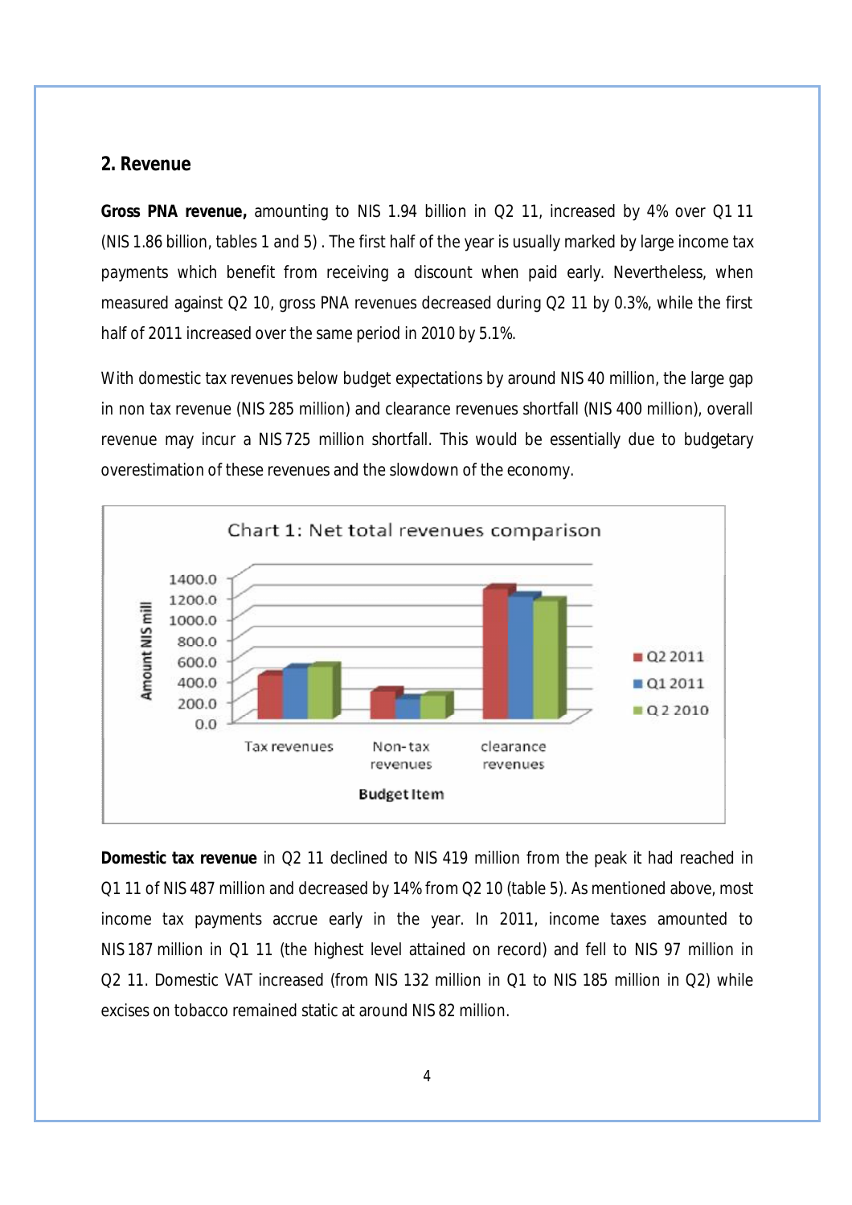## 2. Revenue

**Gross PNA revenue,** amounting to NIS 1.94 billion in Q2 11, increased by 4% over Q1 11 (NIS 1.86 billion, tables 1 and 5) . The first half of the year is usually marked by large income tax payments which benefit from receiving a discount when paid early. Nevertheless, when measured against Q2 10, gross PNA revenues decreased during Q2 11 by 0.3%, while the first half of 2011 increased over the same period in 2010 by 5.1%.

With domestic tax revenues below budget expectations by around NIS 40 million, the large gap in non tax revenue (NIS 285 million) and clearance revenues shortfall (NIS 400 million), overall revenue may incur a NIS 725 million shortfall. This would be essentially due to budgetary overestimation of these revenues and the slowdown of the economy.

Chart 1: Net total revenues comparison

**Domestic tax revenue** in Q2 11 declined to NIS 419 million from the peak it had reached in Q1 11 of NIS 487 million and decreased by 14% from Q2 10 (table 5). As mentioned above, most income tax payments accrue early in the year. In 2011, income taxes amounted to NIS 187 million in Q1 11 (the highest level attained on record) and fell to NIS 97 million in Q2 11. Domestic VAT increased (from NIS 132 million in Q1 to NIS 185 million in Q2) while excises on tobacco remained static at around NIS 82 million.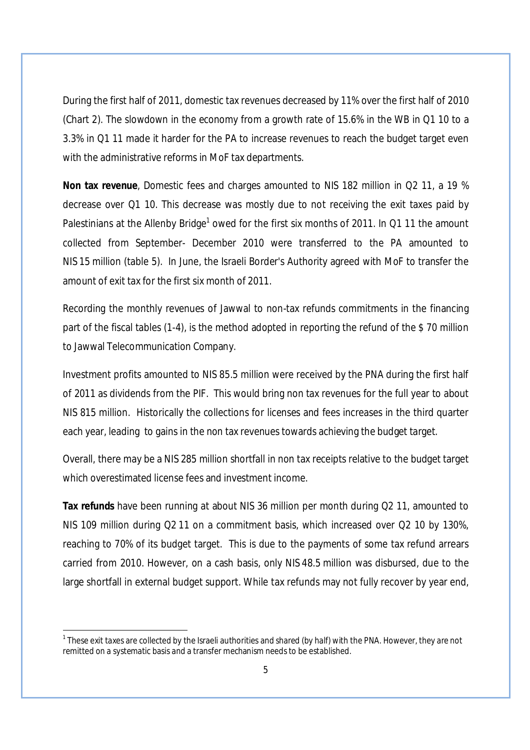During the first half of 2011, domestic tax revenues decreased by 11% over the first half of 2010 (Chart 2). The slowdown in the economy from a growth rate of 15.6% in the WB in Q1 10 to a 3.3% in Q1 11 made it harder for the PA to increase revenues to reach the budget target even with the administrative reforms in MoF tax departments.

**Non tax revenue**, Domestic fees and charges amounted to NIS 182 million in Q2 11, a 19 % decrease over Q1 10. This decrease was mostly due to not receiving the exit taxes paid by Palestinians at the Allenby Bridge[1] owed for the first six months of 2011. In Q1 11 the amount collected from September- December 2010 were transferred to the PA amounted to NIS 15 million (table 5). In June, the Israeli Border's Authority agreed with MoF to transfer the amount of exit tax for the first six month of 2011.

Recording the monthly revenues of Jawwal to non-tax refunds commitments in the financing part of the fiscal tables (1-4), is the method adopted in reporting the refund of the $ 70 million to Jawwal Telecommunication Company.

Investment profits amounted to NIS 85.5 million were received by the PNA during the first half of 2011 as dividends from the PIF. This would bring non tax revenues for the full year to about NIS 815 million. Historically the collections for licenses and fees increases in the third quarter each year, leading to gains in the non tax revenues towards achieving the budget target.

Overall, there may be a NIS 285 million shortfall in non tax receipts relative to the budget target which overestimated license fees and investment income.

**Tax refunds** have been running at about NIS 36 million per month during Q2 11, amounted to NIS 109 million during Q2 11 on a commitment basis, which increased over Q2 10 by 130%, reaching to 70% of its budget target. This is due to the payments of some tax refund arrears carried from 2010. However, on a cash basis, only NIS 48.5 million was disbursed, due to the large shortfall in external budget support. While tax refunds may not fully recover by year end,

---

[1] These exit taxes are collected by the Israeli authorities and shared (by half) with the PNA. However, they are not remitted on a systematic basis and a transfer mechanism needs to be established.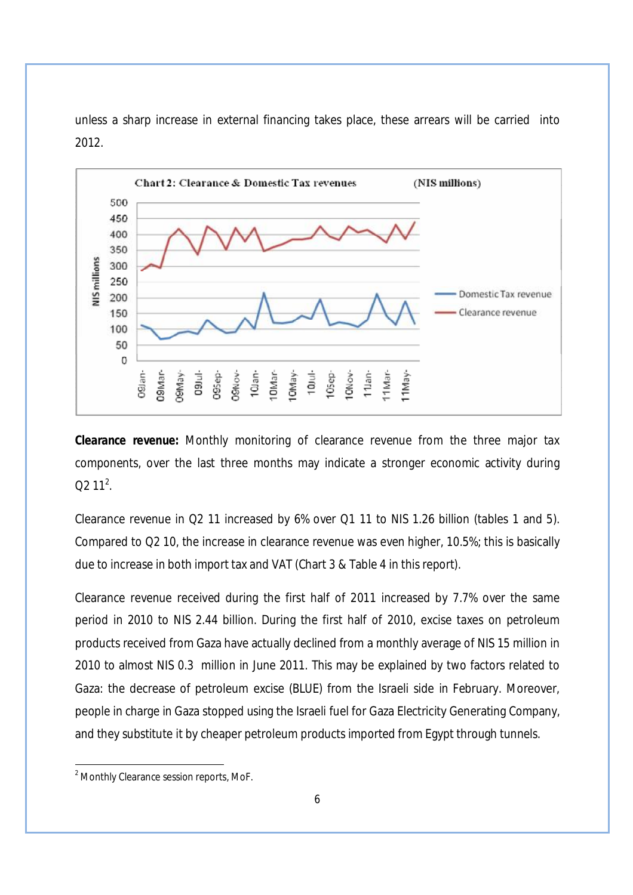unless a sharp increase in external financing takes place, these arrears will be carried into 2012.

Chart 2: Clearance & Domestic Tax revenues (NIS millions)

**Clearance revenue:** Monthly monitoring of clearance revenue from the three major tax components, over the last three months may indicate a stronger economic activity during Q2 11[2].

Clearance revenue in Q2 11 increased by 6% over Q1 11 to NIS 1.26 billion (tables 1 and 5). Compared to Q2 10, the increase in clearance revenue was even higher, 10.5%; this is basically due to increase in both import tax and VAT (Chart 3 & Table 4 in this report).

Clearance revenue received during the first half of 2011 increased by 7.7% over the same period in 2010 to NIS 2.44 billion. During the first half of 2010, excise taxes on petroleum products received from Gaza have actually declined from a monthly average of NIS 15 million in 2010 to almost NIS 0.3 million in June 2011. This may be explained by two factors related to Gaza: the decrease of petroleum excise (BLUE) from the Israeli side in February. Moreover, people in charge in Gaza stopped using the Israeli fuel for Gaza Electricity Generating Company, and they substitute it by cheaper petroleum products imported from Egypt through tunnels.

---

[2] Monthly Clearance session reports, MoF.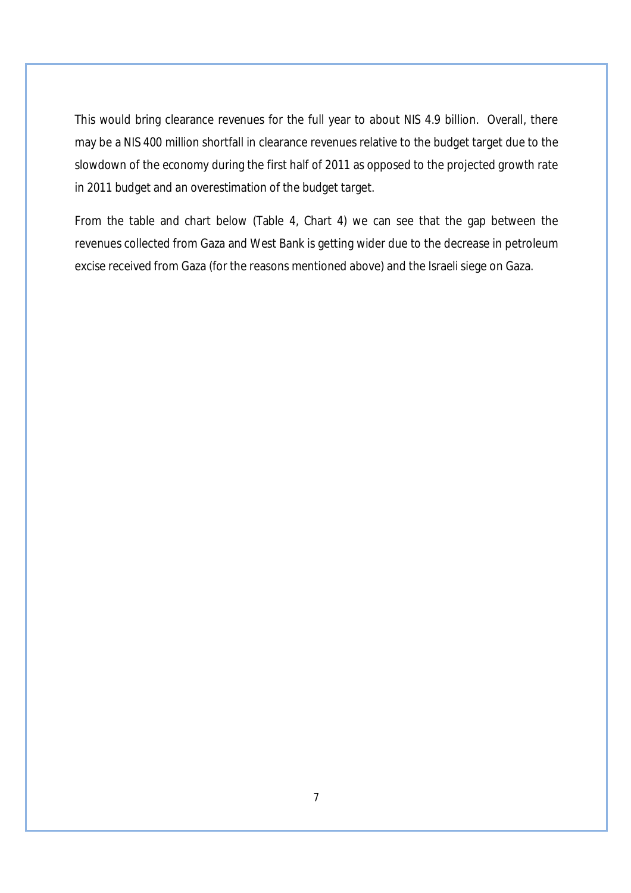This would bring clearance revenues for the full year to about NIS 4.9 billion. Overall, there may be a NIS 400 million shortfall in clearance revenues relative to the budget target due to the slowdown of the economy during the first half of 2011 as opposed to the projected growth rate in 2011 budget and an overestimation of the budget target.

From the table and chart below (Table 4, Chart 4) we can see that the gap between the revenues collected from Gaza and West Bank is getting wider due to the decrease in petroleum excise received from Gaza (for the reasons mentioned above) and the Israeli siege on Gaza.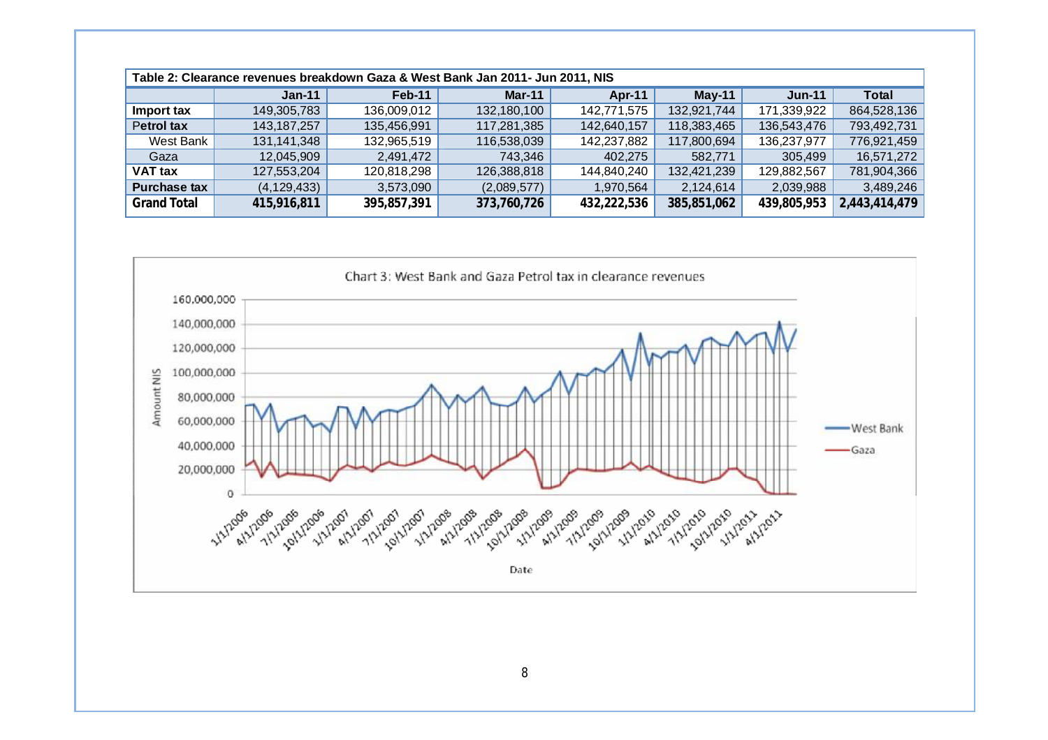**Table 2: Clearance revenues breakdown Gaza & West Bank Jan 2011- Jun 2011, NIS**

| | Jan-11 | Feb-11 | Mar-11 | Apr-11 | May-11 | Jun-11 | Total |
|---|---|---|---|---|---|---|---|
| **Import tax** | 149,305,783 | 136,009,012 | 132,180,100 | 142,771,575 | 132,921,744 | 171,339,922 | 864,528,136 |
| **Petrol tax** | 143,187,257 | 135,456,991 | 117,281,385 | 142,640,157 | 118,383,465 | 136,543,476 | 793,492,731 |
| West Bank | 131,141,348 | 132,965,519 | 116,538,039 | 142,237,882 | 117,800,694 | 136,237,977 | 776,921,459 |
| Gaza | 12,045,909 | 2,491,472 | 743,346 | 402,275 | 582,771 | 305,499 | 16,571,272 |
| **VAT tax** | 127,553,204 | 120,818,298 | 126,388,818 | 144,840,240 | 132,421,239 | 129,882,567 | 781,904,366 |
| **Purchase tax** | (4,129,433) | 3,573,090 | (2,089,577) | 1,970,564 | 2,124,614 | 2,039,988 | 3,489,246 |
| **Grand Total** | **415,916,811** | **395,857,391** | **373,760,726** | **432,222,536** | **385,851,062** | **439,805,953** | **2,443,414,479** |

Chart 3: West Bank and Gaza Petrol tax in clearance revenues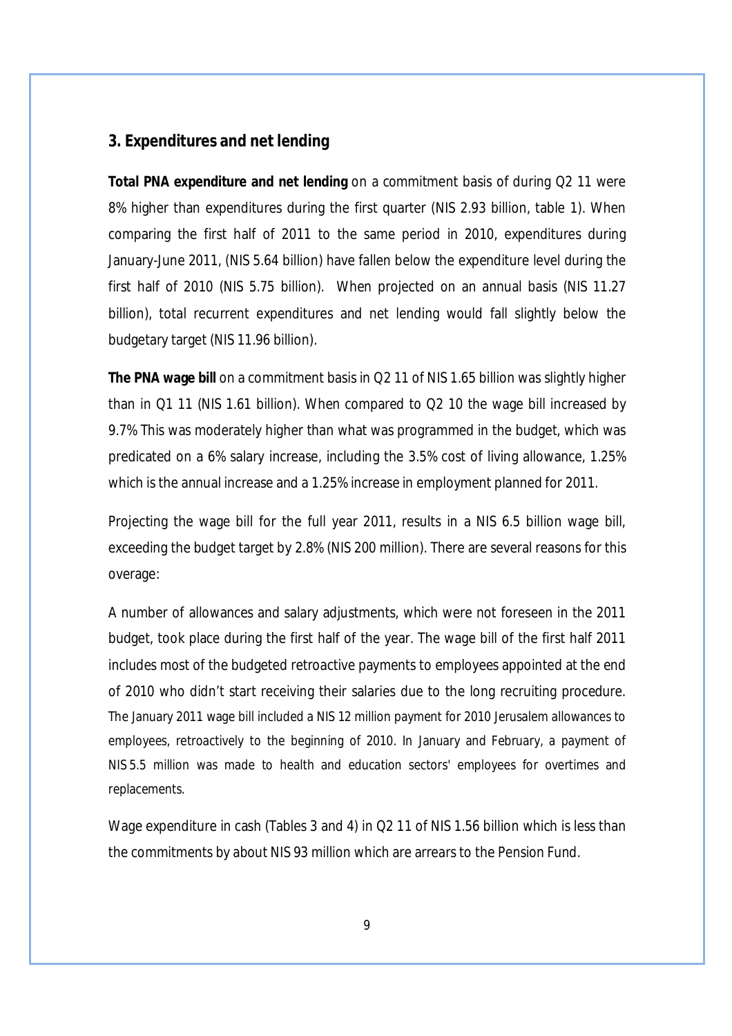## 3. Expenditures and net lending

**Total PNA expenditure and net lending** on a commitment basis of during Q2 11 were 8% higher than expenditures during the first quarter (NIS 2.93 billion, table 1). When comparing the first half of 2011 to the same period in 2010, expenditures during January-June 2011, (NIS 5.64 billion) have fallen below the expenditure level during the first half of 2010 (NIS 5.75 billion). When projected on an annual basis (NIS 11.27 billion), total recurrent expenditures and net lending would fall slightly below the budgetary target (NIS 11.96 billion).

**The PNA wage bill** on a commitment basis in Q2 11 of NIS 1.65 billion was slightly higher than in Q1 11 (NIS 1.61 billion). When compared to Q2 10 the wage bill increased by 9.7% This was moderately higher than what was programmed in the budget, which was predicated on a 6% salary increase, including the 3.5% cost of living allowance, 1.25% which is the annual increase and a 1.25% increase in employment planned for 2011.

Projecting the wage bill for the full year 2011, results in a NIS 6.5 billion wage bill, exceeding the budget target by 2.8% (NIS 200 million). There are several reasons for this overage:

A number of allowances and salary adjustments, which were not foreseen in the 2011 budget, took place during the first half of the year. The wage bill of the first half 2011 includes most of the budgeted retroactive payments to employees appointed at the end of 2010 who didn't start receiving their salaries due to the long recruiting procedure. The January 2011 wage bill included a NIS 12 million payment for 2010 Jerusalem allowances to employees, retroactively to the beginning of 2010. In January and February, a payment of NIS 5.5 million was made to health and education sectors' employees for overtimes and replacements.

Wage expenditure in cash (Tables 3 and 4) in Q2 11 of NIS 1.56 billion which is less than the commitments by about NIS 93 million which are arrears to the Pension Fund.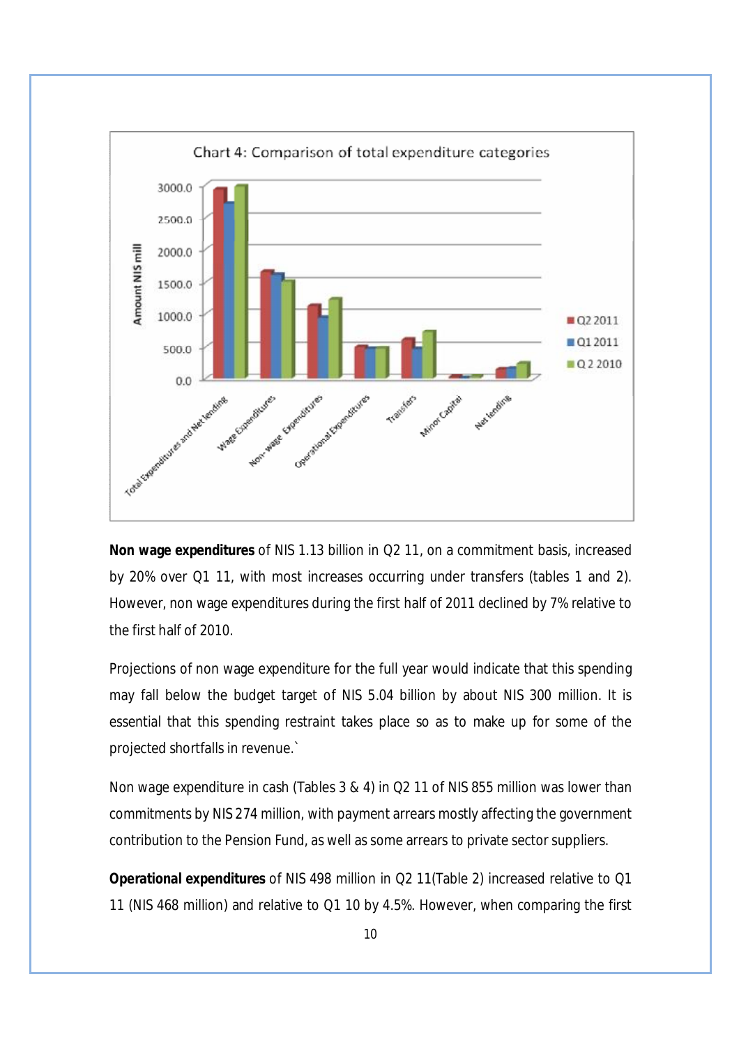Chart 4: Comparison of total expenditure categories

**Non wage expenditures** of NIS 1.13 billion in Q2 11, on a commitment basis, increased by 20% over Q1 11, with most increases occurring under transfers (tables 1 and 2). However, non wage expenditures during the first half of 2011 declined by 7% relative to the first half of 2010.

Projections of non wage expenditure for the full year would indicate that this spending may fall below the budget target of NIS 5.04 billion by about NIS 300 million. It is essential that this spending restraint takes place so as to make up for some of the projected shortfalls in revenue.`

Non wage expenditure in cash (Tables 3 & 4) in Q2 11 of NIS 855 million was lower than commitments by NIS 274 million, with payment arrears mostly affecting the government contribution to the Pension Fund, as well as some arrears to private sector suppliers.

**Operational expenditures** of NIS 498 million in Q2 11(Table 2) increased relative to Q1 11 (NIS 468 million) and relative to Q1 10 by 4.5%. However, when comparing the first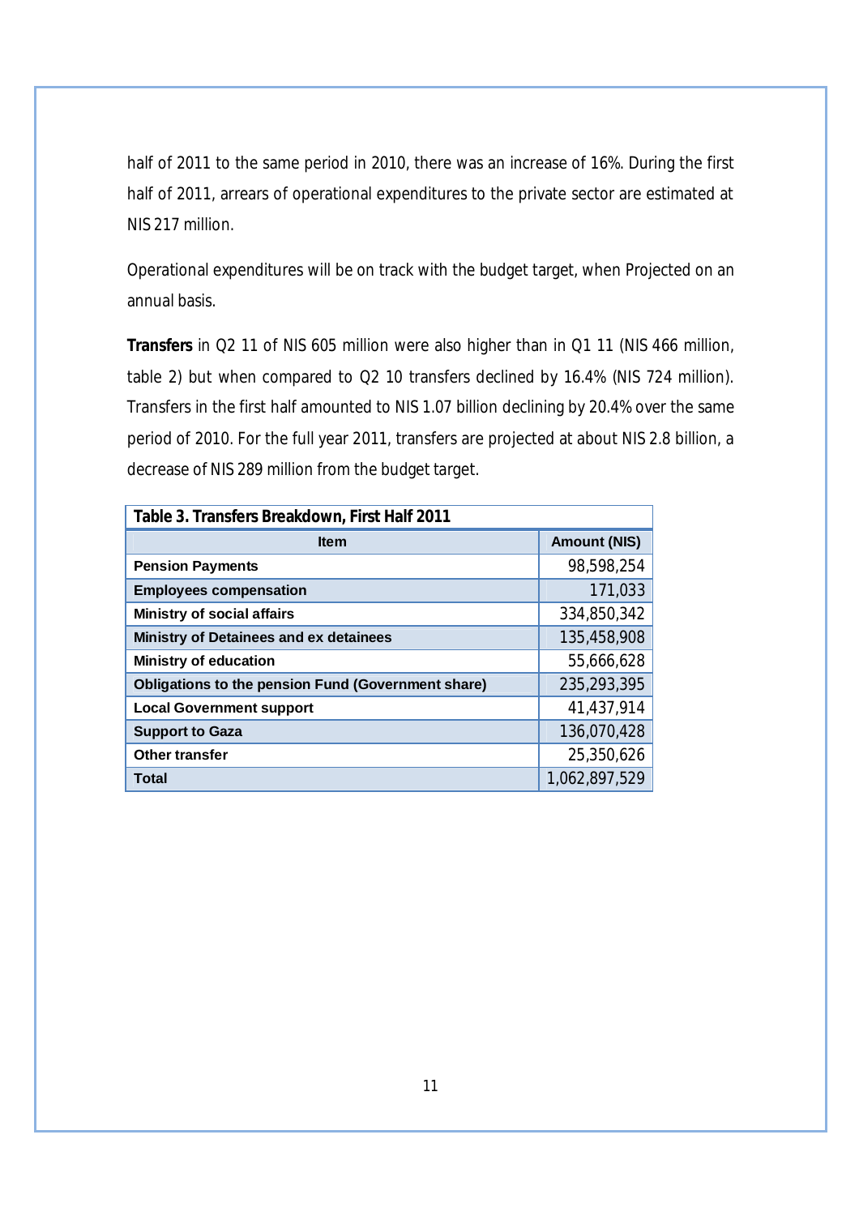half of 2011 to the same period in 2010, there was an increase of 16%. During the first half of 2011, arrears of operational expenditures to the private sector are estimated at NIS 217 million.

Operational expenditures will be on track with the budget target, when Projected on an annual basis.

**Transfers** in Q2 11 of NIS 605 million were also higher than in Q1 11 (NIS 466 million, table 2) but when compared to Q2 10 transfers declined by 16.4% (NIS 724 million). Transfers in the first half amounted to NIS 1.07 billion declining by 20.4% over the same period of 2010. For the full year 2011, transfers are projected at about NIS 2.8 billion, a decrease of NIS 289 million from the budget target.

**Table 3. Transfers Breakdown, First Half 2011**

| Item | Amount (NIS) |
|---|---|
| **Pension Payments** | 98,598,254 |
| **Employees compensation** | 171,033 |
| **Ministry of social affairs** | 334,850,342 |
| **Ministry of Detainees and ex detainees** | 135,458,908 |
| **Ministry of education** | 55,666,628 |
| **Obligations to the pension Fund (Government share)** | 235,293,395 |
| **Local Government support** | 41,437,914 |
| **Support to Gaza** | 136,070,428 |
| **Other transfer** | 25,350,626 |
| **Total** | 1,062,897,529 |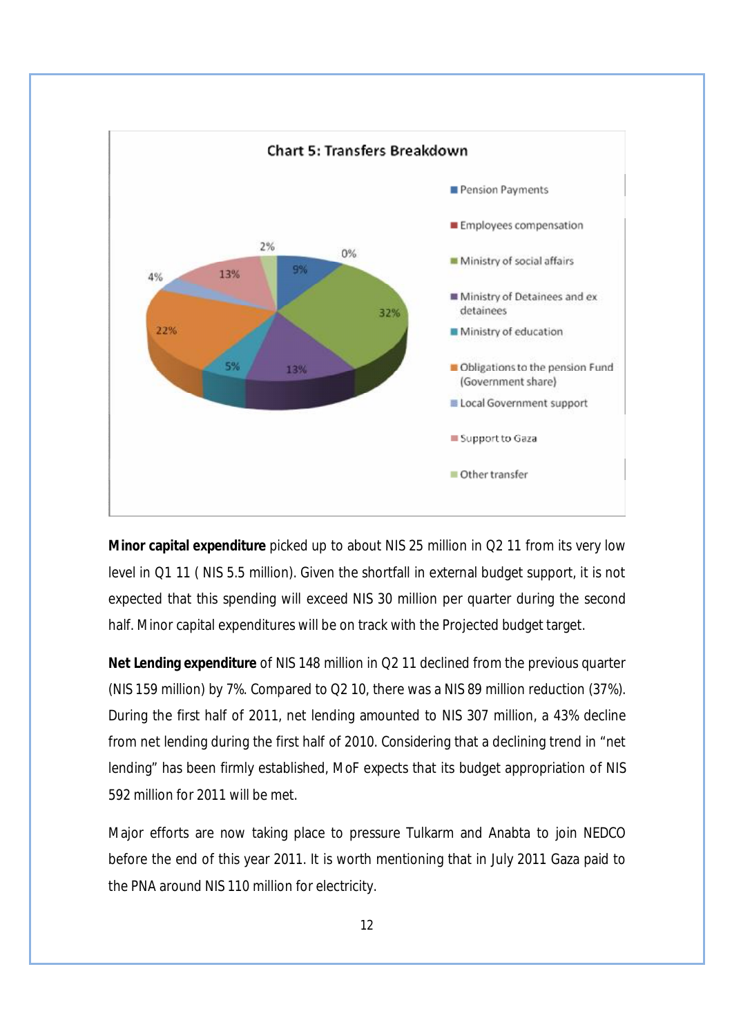**Chart 5: Transfers Breakdown**

- Pension Payments: 9%
- Employees compensation: 0%
- Ministry of social affairs: 32%
- Ministry of Detainees and ex detainees: 13%
- Ministry of education: 5%
- Obligations to the pension Fund (Government share): 22%
- Local Government support: 4%
- Support to Gaza: 13%
- Other transfer: 2%

**Minor capital expenditure** picked up to about NIS 25 million in Q2 11 from its very low level in Q1 11 ( NIS 5.5 million). Given the shortfall in external budget support, it is not expected that this spending will exceed NIS 30 million per quarter during the second half. Minor capital expenditures will be on track with the Projected budget target.

**Net Lending expenditure** of NIS 148 million in Q2 11 declined from the previous quarter (NIS 159 million) by 7%. Compared to Q2 10, there was a NIS 89 million reduction (37%). During the first half of 2011, net lending amounted to NIS 307 million, a 43% decline from net lending during the first half of 2010. Considering that a declining trend in "net lending" has been firmly established, MoF expects that its budget appropriation of NIS 592 million for 2011 will be met.

Major efforts are now taking place to pressure Tulkarm and Anabta to join NEDCO before the end of this year 2011. It is worth mentioning that in July 2011 Gaza paid to the PNA around NIS 110 million for electricity.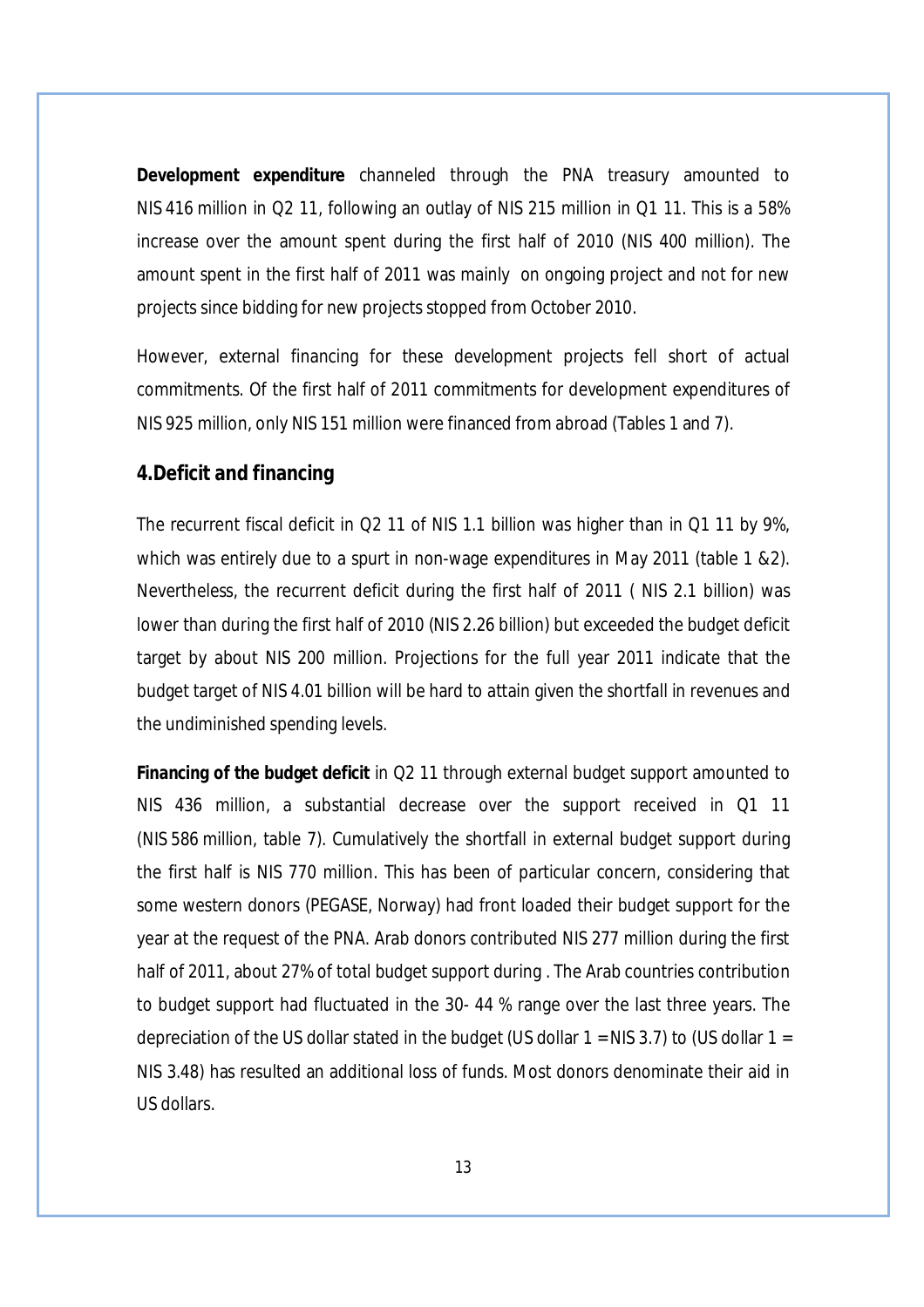**Development expenditure** channeled through the PNA treasury amounted to NIS 416 million in Q2 11, following an outlay of NIS 215 million in Q1 11. This is a 58% increase over the amount spent during the first half of 2010 (NIS 400 million). The amount spent in the first half of 2011 was mainly on ongoing project and not for new projects since bidding for new projects stopped from October 2010.

However, external financing for these development projects fell short of actual commitments. Of the first half of 2011 commitments for development expenditures of NIS 925 million, only NIS 151 million were financed from abroad (Tables 1 and 7).

## 4.Deficit and financing

The recurrent fiscal deficit in Q2 11 of NIS 1.1 billion was higher than in Q1 11 by 9%, which was entirely due to a spurt in non-wage expenditures in May 2011 (table 1 &2). Nevertheless, the recurrent deficit during the first half of 2011 ( NIS 2.1 billion) was lower than during the first half of 2010 (NIS 2.26 billion) but exceeded the budget deficit target by about NIS 200 million. Projections for the full year 2011 indicate that the budget target of NIS 4.01 billion will be hard to attain given the shortfall in revenues and the undiminished spending levels.

**Financing of the budget deficit** in Q2 11 through external budget support amounted to NIS 436 million, a substantial decrease over the support received in Q1 11 (NIS 586 million, table 7). Cumulatively the shortfall in external budget support during the first half is NIS 770 million. This has been of particular concern, considering that some western donors (PEGASE, Norway) had front loaded their budget support for the year at the request of the PNA. Arab donors contributed NIS 277 million during the first half of 2011, about 27% of total budget support during . The Arab countries contribution to budget support had fluctuated in the 30- 44 % range over the last three years. The depreciation of the US dollar stated in the budget (US dollar 1 = NIS 3.7) to (US dollar 1 = NIS 3.48) has resulted an additional loss of funds. Most donors denominate their aid in US dollars.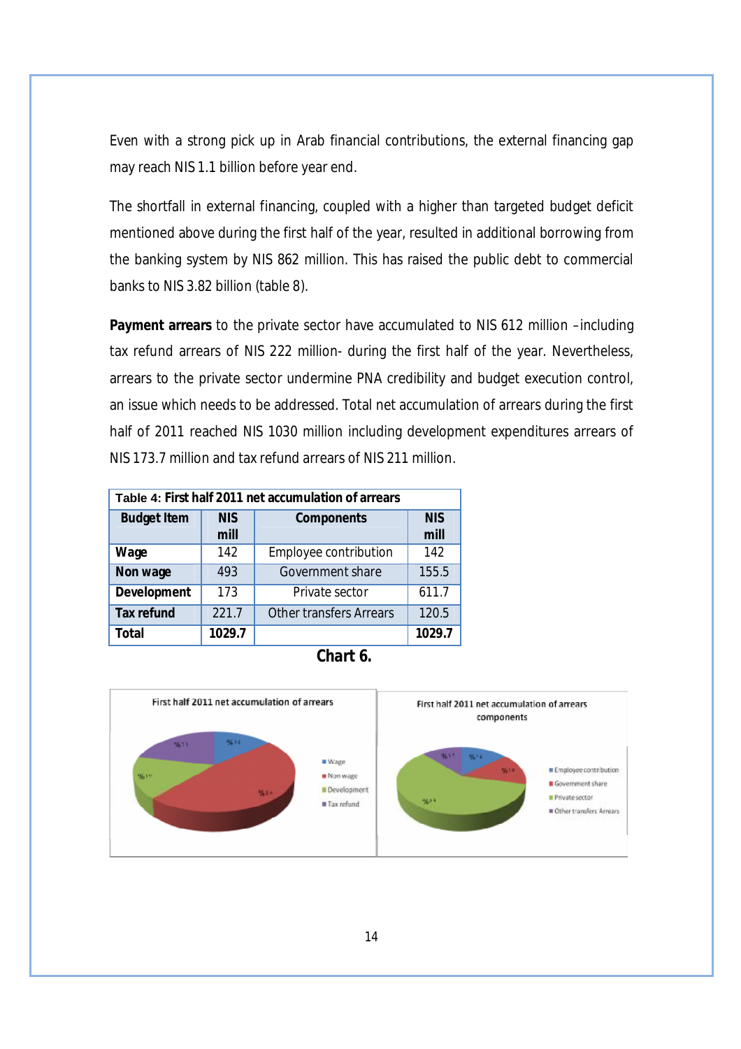Even with a strong pick up in Arab financial contributions, the external financing gap may reach NIS 1.1 billion before year end.

The shortfall in external financing, coupled with a higher than targeted budget deficit mentioned above during the first half of the year, resulted in additional borrowing from the banking system by NIS 862 million. This has raised the public debt to commercial banks to NIS 3.82 billion (table 8).

**Payment arrears** to the private sector have accumulated to NIS 612 million –including tax refund arrears of NIS 222 million- during the first half of the year. Nevertheless, arrears to the private sector undermine PNA credibility and budget execution control, an issue which needs to be addressed. Total net accumulation of arrears during the first half of 2011 reached NIS 1030 million including development expenditures arrears of NIS 173.7 million and tax refund arrears of NIS 211 million.

Table 4: **First half 2011 net accumulation of arrears**

| Budget Item | NIS mill | Components | NIS mill |
|---|---|---|---|
| **Wage** | 142 | Employee contribution | 142 |
| **Non wage** | 493 | Government share | 155.5 |
| **Development** | 173 | Private sector | 611.7 |
| **Tax refund** | 221.7 | Other transfers Arrears | 120.5 |
| **Total** | **1029.7** | | **1029.7** |

**Chart 6.**

First half 2011 net accumulation of arrears

First half 2011 net accumulation of arrears components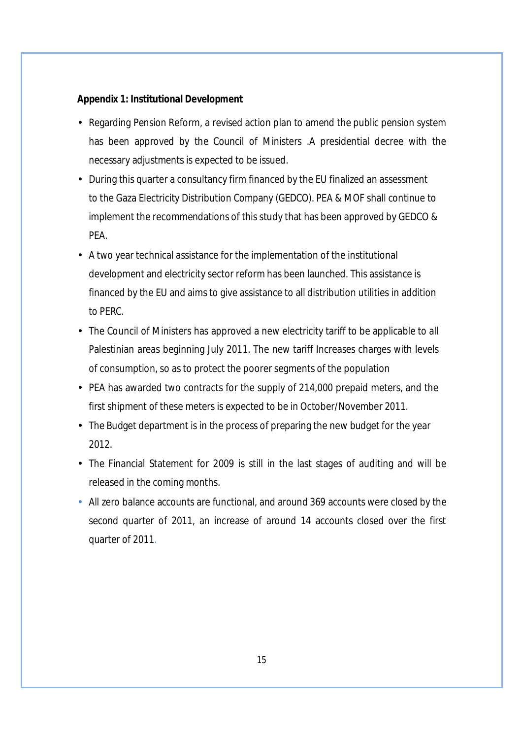**Appendix 1: Institutional Development**

- Regarding Pension Reform, a revised action plan to amend the public pension system has been approved by the Council of Ministers .A presidential decree with the necessary adjustments is expected to be issued.
- During this quarter a consultancy firm financed by the EU finalized an assessment to the Gaza Electricity Distribution Company (GEDCO). PEA & MOF shall continue to implement the recommendations of this study that has been approved by GEDCO & PEA.
- A two year technical assistance for the implementation of the institutional development and electricity sector reform has been launched. This assistance is financed by the EU and aims to give assistance to all distribution utilities in addition to PERC.
- The Council of Ministers has approved a new electricity tariff to be applicable to all Palestinian areas beginning July 2011. The new tariff Increases charges with levels of consumption, so as to protect the poorer segments of the population
- PEA has awarded two contracts for the supply of 214,000 prepaid meters, and the first shipment of these meters is expected to be in October/November 2011.
- The Budget department is in the process of preparing the new budget for the year 2012.
- The Financial Statement for 2009 is still in the last stages of auditing and will be released in the coming months.
- All zero balance accounts are functional, and around 369 accounts were closed by the second quarter of 2011, an increase of around 14 accounts closed over the first quarter of 2011.